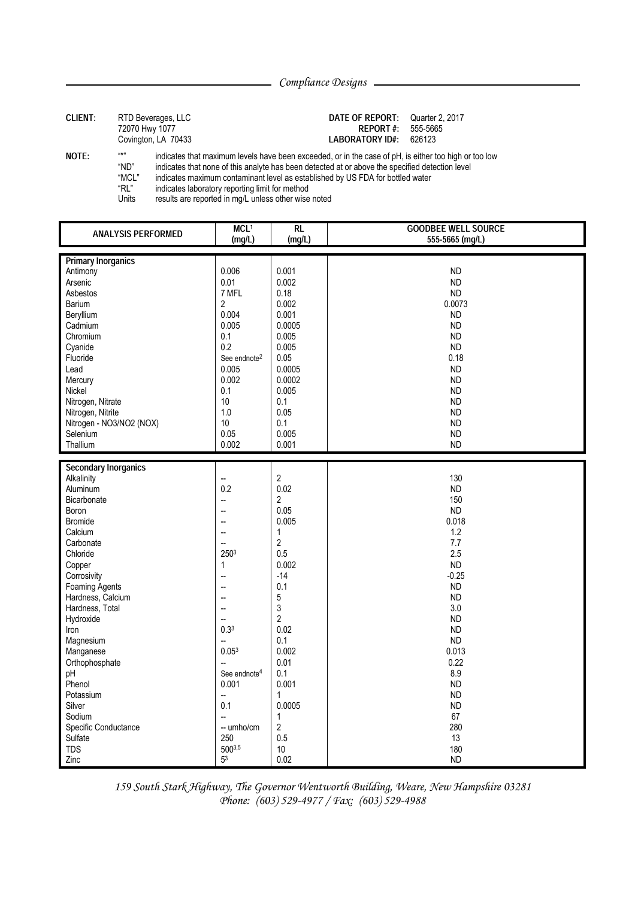*Compliance Designs*

**CLIENT:** RTD Beverages, LLC
72070 Hwy 1077
Covington, LA 70433

**DATE OF REPORT:** Quarter 2, 2017
**REPORT #:** 555-5665
**LABORATORY ID#:** 626123

**NOTE:**
"*" indicates that maximum levels have been exceeded, or in the case of pH, is either too high or too low
"ND" indicates that none of this analyte has been detected at or above the specified detection level
"MCL" indicates maximum contaminant level as established by US FDA for bottled water
"RL" indicates laboratory reporting limit for method
Units results are reported in mg/L unless other wise noted

| ANALYSIS PERFORMED | MCL[1] (mg/L) | RL (mg/L) | GOODBEE WELL SOURCE 555-5665 (mg/L) |
|---|---|---|---|
| **Primary Inorganics** | | | |
| Antimony | 0.006 | 0.001 | ND |
| Arsenic | 0.01 | 0.002 | ND |
| Asbestos | 7 MFL | 0.18 | ND |
| Barium | 2 | 0.002 | 0.0073 |
| Beryllium | 0.004 | 0.001 | ND |
| Cadmium | 0.005 | 0.0005 | ND |
| Chromium | 0.1 | 0.005 | ND |
| Cyanide | 0.2 | 0.005 | ND |
| Fluoride | See endnote[2] | 0.05 | 0.18 |
| Lead | 0.005 | 0.0005 | ND |
| Mercury | 0.002 | 0.0002 | ND |
| Nickel | 0.1 | 0.005 | ND |
| Nitrogen, Nitrate | 10 | 0.1 | ND |
| Nitrogen, Nitrite | 1.0 | 0.05 | ND |
| Nitrogen - NO3/NO2 (NOX) | 10 | 0.1 | ND |
| Selenium | 0.05 | 0.005 | ND |
| Thallium | 0.002 | 0.001 | ND |
| **Secondary Inorganics** | | | |
| Alkalinity | -- | 2 | 130 |
| Aluminum | 0.2 | 0.02 | ND |
| Bicarbonate | -- | 2 | 150 |
| Boron | -- | 0.05 | ND |
| Bromide | -- | 0.005 | 0.018 |
| Calcium | -- | 1 | 1.2 |
| Carbonate | -- | 2 | 7.7 |
| Chloride | 250[3] | 0.5 | 2.5 |
| Copper | 1 | 0.002 | ND |
| Corrosivity | -- | -14 | -0.25 |
| Foaming Agents | -- | 0.1 | ND |
| Hardness, Calcium | -- | 5 | ND |
| Hardness, Total | -- | 3 | 3.0 |
| Hydroxide | -- | 2 | ND |
| Iron | 0.3[3] | 0.02 | ND |
| Magnesium | -- | 0.1 | ND |
| Manganese | 0.05[3] | 0.002 | 0.013 |
| Orthophosphate | -- | 0.01 | 0.22 |
| pH | See endnote[4] | 0.1 | 8.9 |
| Phenol | 0.001 | 0.001 | ND |
| Potassium | -- | 1 | ND |
| Silver | 0.1 | 0.0005 | ND |
| Sodium | -- | 1 | 67 |
| Specific Conductance | -- umho/cm | 2 | 280 |
| Sulfate | 250 | 0.5 | 13 |
| TDS | 500[3,5] | 10 | 180 |
| Zinc | 5[3] | 0.02 | ND |

*159 South Stark Highway, The Governor Wentworth Building, Weare, New Hampshire 03281*
*Phone: (603) 529-4977 / Fax: (603) 529-4988*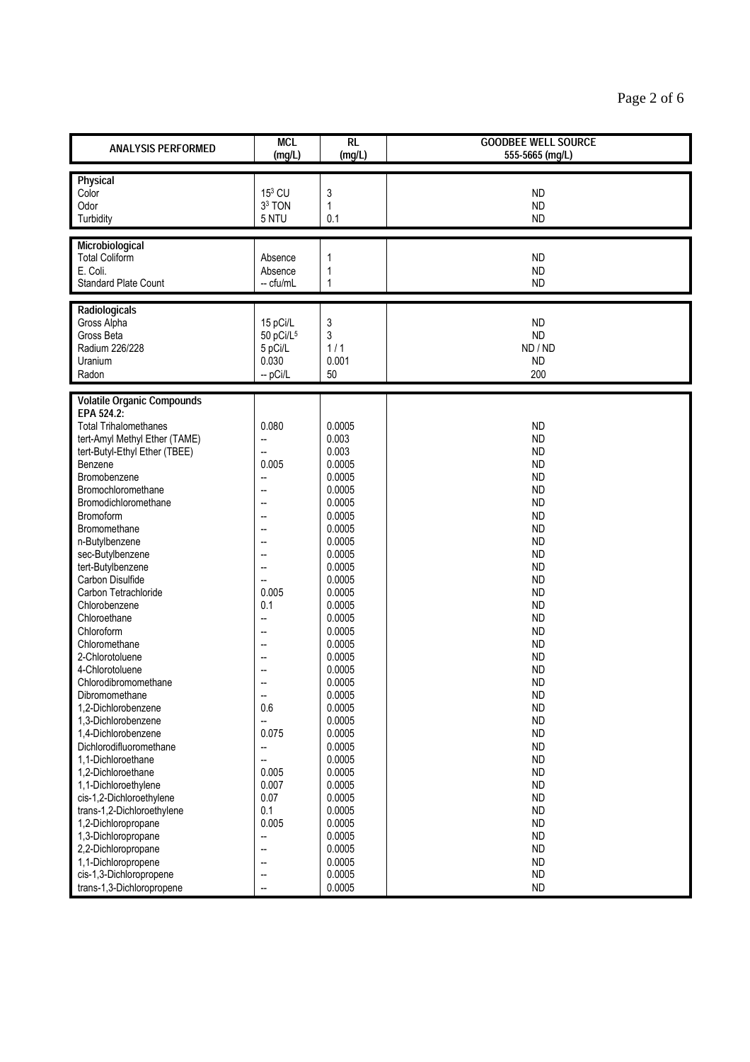| ANALYSIS PERFORMED | MCL (mg/L) | RL (mg/L) | GOODBEE WELL SOURCE 555-5665 (mg/L) |
|---|---|---|---|
| **Physical** | | | |
| Color | 15[3] CU | 3 | ND |
| Odor | 3[3] TON | 1 | ND |
| Turbidity | 5 NTU | 0.1 | ND |
| **Microbiological** | | | |
| Total Coliform | Absence | 1 | ND |
| E. Coli. | Absence | 1 | ND |
| Standard Plate Count | -- cfu/mL | 1 | ND |
| **Radiologicals** | | | |
| Gross Alpha | 15 pCi/L | 3 | ND |
| Gross Beta | 50 pCi/L[5] | 3 | ND |
| Radium 226/228 | 5 pCi/L | 1 / 1 | ND / ND |
| Uranium | 0.030 | 0.001 | ND |
| Radon | -- pCi/L | 50 | 200 |
| **Volatile Organic Compounds** | | | |
| **EPA 524.2:** | | | |
| Total Trihalomethanes | 0.080 | 0.0005 | ND |
| tert-Amyl Methyl Ether (TAME) | -- | 0.003 | ND |
| tert-Butyl-Ethyl Ether (TBEE) | -- | 0.003 | ND |
| Benzene | 0.005 | 0.0005 | ND |
| Bromobenzene | -- | 0.0005 | ND |
| Bromochloromethane | -- | 0.0005 | ND |
| Bromodichloromethane | -- | 0.0005 | ND |
| Bromoform | -- | 0.0005 | ND |
| Bromomethane | -- | 0.0005 | ND |
| n-Butylbenzene | -- | 0.0005 | ND |
| sec-Butylbenzene | -- | 0.0005 | ND |
| tert-Butylbenzene | -- | 0.0005 | ND |
| Carbon Disulfide | -- | 0.0005 | ND |
| Carbon Tetrachloride | 0.005 | 0.0005 | ND |
| Chlorobenzene | 0.1 | 0.0005 | ND |
| Chloroethane | -- | 0.0005 | ND |
| Chloroform | -- | 0.0005 | ND |
| Chloromethane | -- | 0.0005 | ND |
| 2-Chlorotoluene | -- | 0.0005 | ND |
| 4-Chlorotoluene | -- | 0.0005 | ND |
| Chlorodibromomethane | -- | 0.0005 | ND |
| Dibromomethane | -- | 0.0005 | ND |
| 1,2-Dichlorobenzene | 0.6 | 0.0005 | ND |
| 1,3-Dichlorobenzene | -- | 0.0005 | ND |
| 1,4-Dichlorobenzene | 0.075 | 0.0005 | ND |
| Dichlorodifluoromethane | -- | 0.0005 | ND |
| 1,1-Dichloroethane | -- | 0.0005 | ND |
| 1,2-Dichloroethane | 0.005 | 0.0005 | ND |
| 1,1-Dichloroethylene | 0.007 | 0.0005 | ND |
| cis-1,2-Dichloroethylene | 0.07 | 0.0005 | ND |
| trans-1,2-Dichloroethylene | 0.1 | 0.0005 | ND |
| 1,2-Dichloropropane | 0.005 | 0.0005 | ND |
| 1,3-Dichloropropane | -- | 0.0005 | ND |
| 2,2-Dichloropropane | -- | 0.0005 | ND |
| 1,1-Dichloropropene | -- | 0.0005 | ND |
| cis-1,3-Dichloropropene | -- | 0.0005 | ND |
| trans-1,3-Dichloropropene | -- | 0.0005 | ND |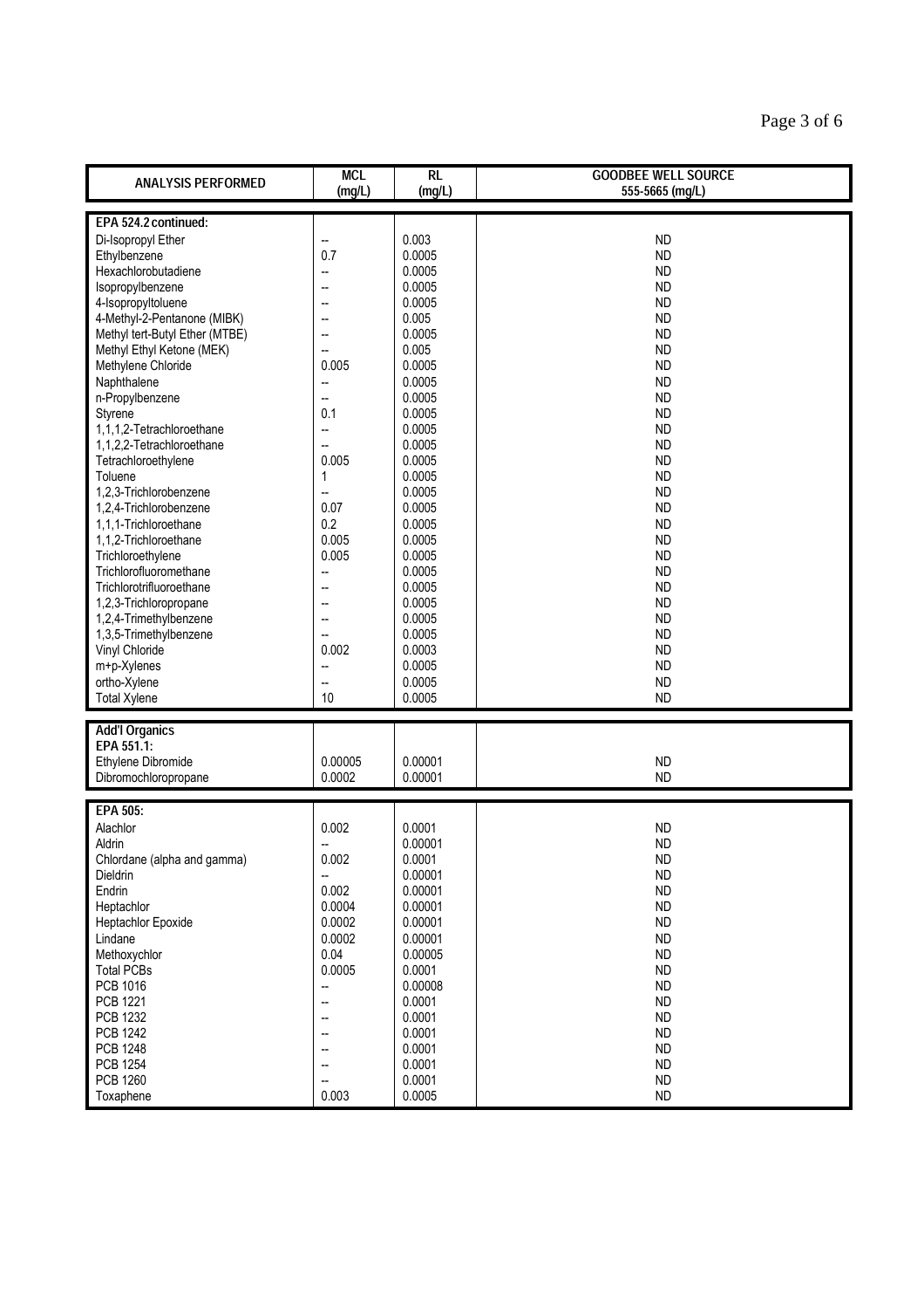| ANALYSIS PERFORMED | MCL (mg/L) | RL (mg/L) | GOODBEE WELL SOURCE 555-5665 (mg/L) |
|---|---|---|---|
| **EPA 524.2 continued:** | | | |
| Di-Isopropyl Ether | -- | 0.003 | ND |
| Ethylbenzene | 0.7 | 0.0005 | ND |
| Hexachlorobutadiene | -- | 0.0005 | ND |
| Isopropylbenzene | -- | 0.0005 | ND |
| 4-Isopropyltoluene | -- | 0.0005 | ND |
| 4-Methyl-2-Pentanone (MIBK) | -- | 0.005 | ND |
| Methyl tert-Butyl Ether (MTBE) | -- | 0.0005 | ND |
| Methyl Ethyl Ketone (MEK) | -- | 0.005 | ND |
| Methylene Chloride | 0.005 | 0.0005 | ND |
| Naphthalene | -- | 0.0005 | ND |
| n-Propylbenzene | -- | 0.0005 | ND |
| Styrene | 0.1 | 0.0005 | ND |
| 1,1,1,2-Tetrachloroethane | -- | 0.0005 | ND |
| 1,1,2,2-Tetrachloroethane | -- | 0.0005 | ND |
| Tetrachloroethylene | 0.005 | 0.0005 | ND |
| Toluene | 1 | 0.0005 | ND |
| 1,2,3-Trichlorobenzene | -- | 0.0005 | ND |
| 1,2,4-Trichlorobenzene | 0.07 | 0.0005 | ND |
| 1,1,1-Trichloroethane | 0.2 | 0.0005 | ND |
| 1,1,2-Trichloroethane | 0.005 | 0.0005 | ND |
| Trichloroethylene | 0.005 | 0.0005 | ND |
| Trichlorofluoromethane | -- | 0.0005 | ND |
| Trichlorotrifluoroethane | -- | 0.0005 | ND |
| 1,2,3-Trichloropropane | -- | 0.0005 | ND |
| 1,2,4-Trimethylbenzene | -- | 0.0005 | ND |
| 1,3,5-Trimethylbenzene | -- | 0.0005 | ND |
| Vinyl Chloride | 0.002 | 0.0003 | ND |
| m+p-Xylenes | -- | 0.0005 | ND |
| ortho-Xylene | -- | 0.0005 | ND |
| Total Xylene | 10 | 0.0005 | ND |
| **Add'l Organics** | | | |
| **EPA 551.1:** | | | |
| Ethylene Dibromide | 0.00005 | 0.00001 | ND |
| Dibromochloropropane | 0.0002 | 0.00001 | ND |
| **EPA 505:** | | | |
| Alachlor | 0.002 | 0.0001 | ND |
| Aldrin | -- | 0.00001 | ND |
| Chlordane (alpha and gamma) | 0.002 | 0.0001 | ND |
| Dieldrin | -- | 0.00001 | ND |
| Endrin | 0.002 | 0.00001 | ND |
| Heptachlor | 0.0004 | 0.00001 | ND |
| Heptachlor Epoxide | 0.0002 | 0.00001 | ND |
| Lindane | 0.0002 | 0.00001 | ND |
| Methoxychlor | 0.04 | 0.00005 | ND |
| Total PCBs | 0.0005 | 0.0001 | ND |
| PCB 1016 | -- | 0.00008 | ND |
| PCB 1221 | -- | 0.0001 | ND |
| PCB 1232 | -- | 0.0001 | ND |
| PCB 1242 | -- | 0.0001 | ND |
| PCB 1248 | -- | 0.0001 | ND |
| PCB 1254 | -- | 0.0001 | ND |
| PCB 1260 | -- | 0.0001 | ND |
| Toxaphene | 0.003 | 0.0005 | ND |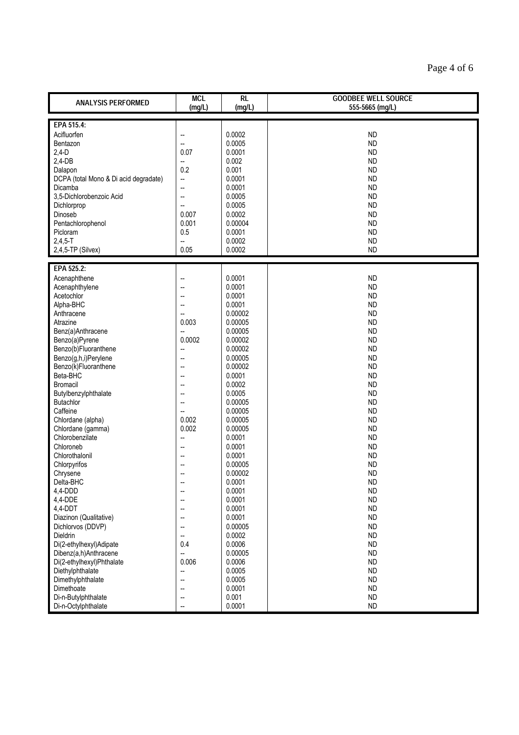| ANALYSIS PERFORMED | MCL (mg/L) | RL (mg/L) | GOODBEE WELL SOURCE 555-5665 (mg/L) |
|---|---|---|---|
| **EPA 515.4:** | | | |
| Acifluorfen | -- | 0.0002 | ND |
| Bentazon | -- | 0.0005 | ND |
| 2,4-D | 0.07 | 0.0001 | ND |
| 2,4-DB | -- | 0.002 | ND |
| Dalapon | 0.2 | 0.001 | ND |
| DCPA (total Mono & Di acid degradate) | -- | 0.0001 | ND |
| Dicamba | -- | 0.0001 | ND |
| 3,5-Dichlorobenzoic Acid | -- | 0.0005 | ND |
| Dichlorprop | -- | 0.0005 | ND |
| Dinoseb | 0.007 | 0.0002 | ND |
| Pentachlorophenol | 0.001 | 0.00004 | ND |
| Picloram | 0.5 | 0.0001 | ND |
| 2,4,5-T | -- | 0.0002 | ND |
| 2,4,5-TP (Silvex) | 0.05 | 0.0002 | ND |
| **EPA 525.2:** | | | |
| Acenaphthene | -- | 0.0001 | ND |
| Acenaphthylene | -- | 0.0001 | ND |
| Acetochlor | -- | 0.0001 | ND |
| Alpha-BHC | -- | 0.0001 | ND |
| Anthracene | -- | 0.00002 | ND |
| Atrazine | 0.003 | 0.00005 | ND |
| Benz(a)Anthracene | -- | 0.00005 | ND |
| Benzo(a)Pyrene | 0.0002 | 0.00002 | ND |
| Benzo(b)Fluoranthene | -- | 0.00002 | ND |
| Benzo(g,h,i)Perylene | -- | 0.00005 | ND |
| Benzo(k)Fluoranthene | -- | 0.00002 | ND |
| Beta-BHC | -- | 0.0001 | ND |
| Bromacil | -- | 0.0002 | ND |
| Butylbenzylphthalate | -- | 0.0005 | ND |
| Butachlor | -- | 0.00005 | ND |
| Caffeine | -- | 0.00005 | ND |
| Chlordane (alpha) | 0.002 | 0.00005 | ND |
| Chlordane (gamma) | 0.002 | 0.00005 | ND |
| Chlorobenzilate | -- | 0.0001 | ND |
| Chloroneb | -- | 0.0001 | ND |
| Chlorothalonil | -- | 0.0001 | ND |
| Chlorpyrifos | -- | 0.00005 | ND |
| Chrysene | -- | 0.00002 | ND |
| Delta-BHC | -- | 0.0001 | ND |
| 4,4-DDD | -- | 0.0001 | ND |
| 4,4-DDE | -- | 0.0001 | ND |
| 4,4-DDT | -- | 0.0001 | ND |
| Diazinon (Qualitative) | -- | 0.0001 | ND |
| Dichlorvos (DDVP) | -- | 0.00005 | ND |
| Dieldrin | -- | 0.0002 | ND |
| Di(2-ethylhexyl)Adipate | 0.4 | 0.0006 | ND |
| Dibenz(a,h)Anthracene | -- | 0.00005 | ND |
| Di(2-ethylhexyl)Phthalate | 0.006 | 0.0006 | ND |
| Diethylphthalate | -- | 0.0005 | ND |
| Dimethylphthalate | -- | 0.0005 | ND |
| Dimethoate | -- | 0.0001 | ND |
| Di-n-Butylphthalate | -- | 0.001 | ND |
| Di-n-Octylphthalate | -- | 0.0001 | ND |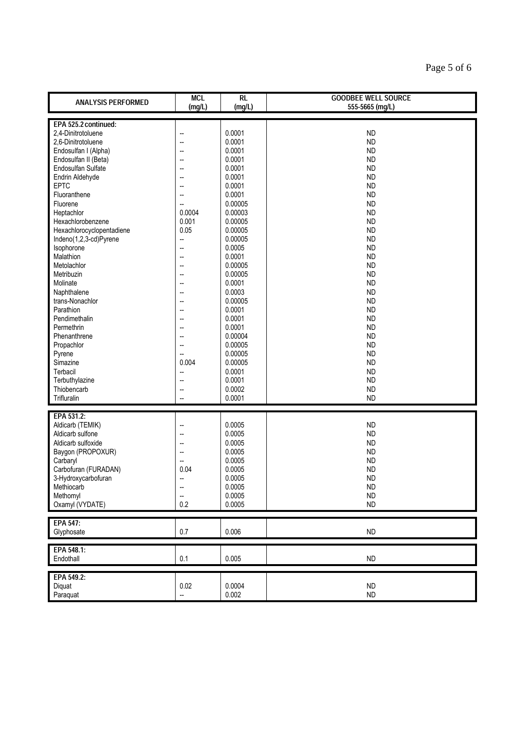| ANALYSIS PERFORMED | MCL (mg/L) | RL (mg/L) | GOODBEE WELL SOURCE 555-5665 (mg/L) |
|---|---|---|---|
| **EPA 525.2 continued:** | | | |
| 2,4-Dinitrotoluene | -- | 0.0001 | ND |
| 2,6-Dinitrotoluene | -- | 0.0001 | ND |
| Endosulfan I (Alpha) | -- | 0.0001 | ND |
| Endosulfan II (Beta) | -- | 0.0001 | ND |
| Endosulfan Sulfate | -- | 0.0001 | ND |
| Endrin Aldehyde | -- | 0.0001 | ND |
| EPTC | -- | 0.0001 | ND |
| Fluoranthene | -- | 0.0001 | ND |
| Fluorene | -- | 0.00005 | ND |
| Heptachlor | 0.0004 | 0.00003 | ND |
| Hexachlorobenzene | 0.001 | 0.00005 | ND |
| Hexachlorocyclopentadiene | 0.05 | 0.00005 | ND |
| Indeno(1,2,3-cd)Pyrene | -- | 0.00005 | ND |
| Isophorone | -- | 0.0005 | ND |
| Malathion | -- | 0.0001 | ND |
| Metolachlor | -- | 0.00005 | ND |
| Metribuzin | -- | 0.00005 | ND |
| Molinate | -- | 0.0001 | ND |
| Naphthalene | -- | 0.0003 | ND |
| trans-Nonachlor | -- | 0.00005 | ND |
| Parathion | -- | 0.0001 | ND |
| Pendimethalin | -- | 0.0001 | ND |
| Permethrin | -- | 0.0001 | ND |
| Phenanthrene | -- | 0.00004 | ND |
| Propachlor | -- | 0.00005 | ND |
| Pyrene | -- | 0.00005 | ND |
| Simazine | 0.004 | 0.00005 | ND |
| Terbacil | -- | 0.0001 | ND |
| Terbuthylazine | -- | 0.0001 | ND |
| Thiobencarb | -- | 0.0002 | ND |
| Trifluralin | -- | 0.0001 | ND |
| **EPA 531.2:** | | | |
| Aldicarb (TEMIK) | -- | 0.0005 | ND |
| Aldicarb sulfone | -- | 0.0005 | ND |
| Aldicarb sulfoxide | -- | 0.0005 | ND |
| Baygon (PROPOXUR) | -- | 0.0005 | ND |
| Carbaryl | -- | 0.0005 | ND |
| Carbofuran (FURADAN) | 0.04 | 0.0005 | ND |
| 3-Hydroxycarbofuran | -- | 0.0005 | ND |
| Methiocarb | -- | 0.0005 | ND |
| Methomyl | -- | 0.0005 | ND |
| Oxamyl (VYDATE) | 0.2 | 0.0005 | ND |
| **EPA 547:** | | | |
| Glyphosate | 0.7 | 0.006 | ND |
| **EPA 548.1:** | | | |
| Endothall | 0.1 | 0.005 | ND |
| **EPA 549.2:** | | | |
| Diquat | 0.02 | 0.0004 | ND |
| Paraquat | -- | 0.002 | ND |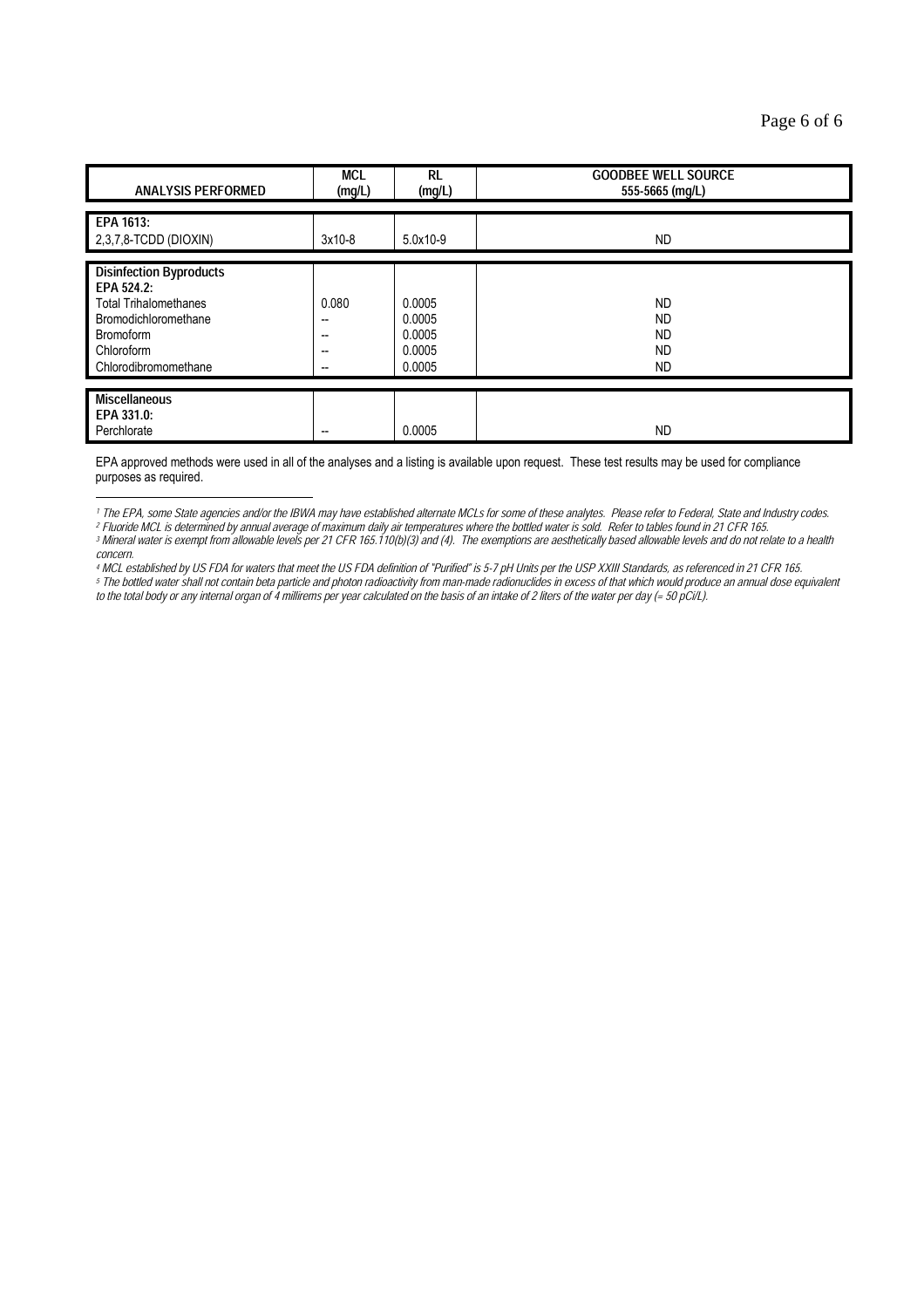| ANALYSIS PERFORMED | MCL (mg/L) | RL (mg/L) | GOODBEE WELL SOURCE 555-5665 (mg/L) |
|---|---|---|---|
| **EPA 1613:** | | | |
| 2,3,7,8-TCDD (DIOXIN) | 3x10-8 | 5.0x10-9 | ND |
| **Disinfection Byproducts** | | | |
| **EPA 524.2:** | | | |
| Total Trihalomethanes | 0.080 | 0.0005 | ND |
| Bromodichloromethane | -- | 0.0005 | ND |
| Bromoform | -- | 0.0005 | ND |
| Chloroform | -- | 0.0005 | ND |
| Chlorodibromomethane | -- | 0.0005 | ND |
| **Miscellaneous** | | | |
| **EPA 331.0:** | | | |
| Perchlorate | -- | 0.0005 | ND |

EPA approved methods were used in all of the analyses and a listing is available upon request. These test results may be used for compliance purposes as required.

---

*[1] The EPA, some State agencies and/or the IBWA may have established alternate MCLs for some of these analytes. Please refer to Federal, State and Industry codes.*

*[2] Fluoride MCL is determined by annual average of maximum daily air temperatures where the bottled water is sold. Refer to tables found in 21 CFR 165.*

*[3] Mineral water is exempt from allowable levels per 21 CFR 165.110(b)(3) and (4). The exemptions are aesthetically based allowable levels and do not relate to a health concern.*

*[4] MCL established by US FDA for waters that meet the US FDA definition of "Purified" is 5-7 pH Units per the USP XXIII Standards, as referenced in 21 CFR 165.*

*[5] The bottled water shall not contain beta particle and photon radioactivity from man-made radionuclides in excess of that which would produce an annual dose equivalent to the total body or any internal organ of 4 millirems per year calculated on the basis of an intake of 2 liters of the water per day (= 50 pCi/L).*